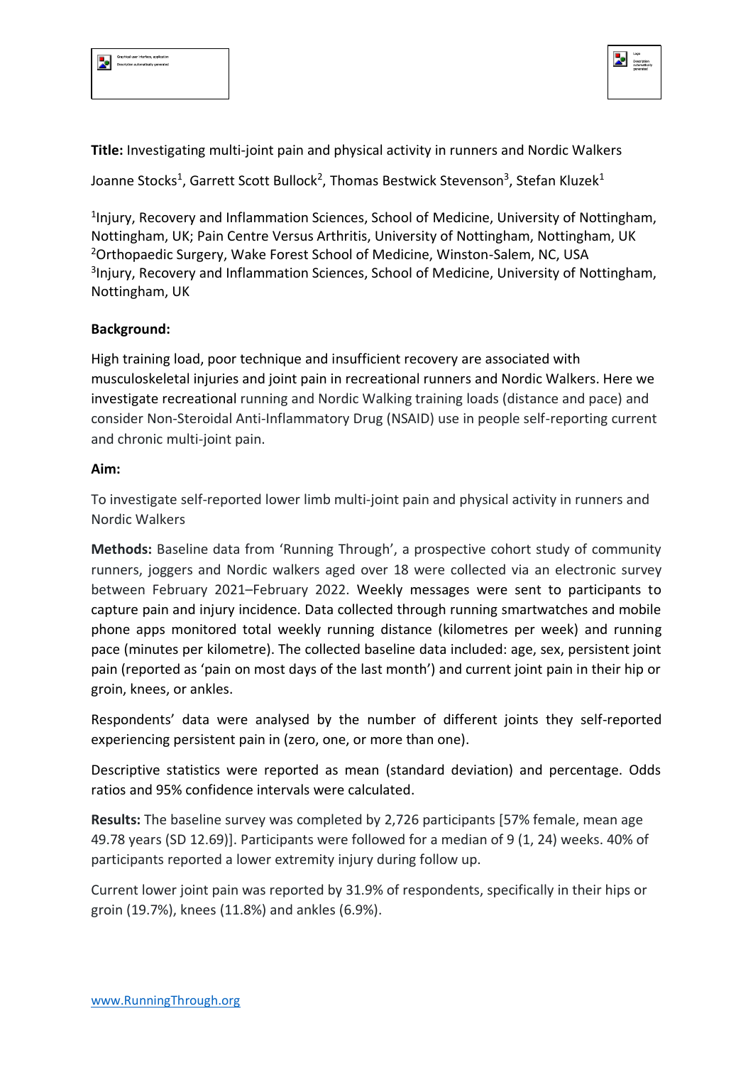**Title:** Investigating multi-joint pain and physical activity in runners and Nordic Walkers

Joanne Stocks[1], Garrett Scott Bullock[2], Thomas Bestwick Stevenson[3], Stefan Kluzek[1]

[1]Injury, Recovery and Inflammation Sciences, School of Medicine, University of Nottingham, Nottingham, UK; Pain Centre Versus Arthritis, University of Nottingham, Nottingham, UK
[2]Orthopaedic Surgery, Wake Forest School of Medicine, Winston-Salem, NC, USA
[3]Injury, Recovery and Inflammation Sciences, School of Medicine, University of Nottingham, Nottingham, UK

**Background:**

High training load, poor technique and insufficient recovery are associated with musculoskeletal injuries and joint pain in recreational runners and Nordic Walkers. Here we investigate recreational running and Nordic Walking training loads (distance and pace) and consider Non-Steroidal Anti-Inflammatory Drug (NSAID) use in people self-reporting current and chronic multi-joint pain.

**Aim:**

To investigate self-reported lower limb multi-joint pain and physical activity in runners and Nordic Walkers

**Methods:** Baseline data from 'Running Through', a prospective cohort study of community runners, joggers and Nordic walkers aged over 18 were collected via an electronic survey between February 2021–February 2022. Weekly messages were sent to participants to capture pain and injury incidence. Data collected through running smartwatches and mobile phone apps monitored total weekly running distance (kilometres per week) and running pace (minutes per kilometre). The collected baseline data included: age, sex, persistent joint pain (reported as 'pain on most days of the last month') and current joint pain in their hip or groin, knees, or ankles.

Respondents' data were analysed by the number of different joints they self-reported experiencing persistent pain in (zero, one, or more than one).

Descriptive statistics were reported as mean (standard deviation) and percentage. Odds ratios and 95% confidence intervals were calculated.

**Results:** The baseline survey was completed by 2,726 participants [57% female, mean age 49.78 years (SD 12.69)]. Participants were followed for a median of 9 (1, 24) weeks. 40% of participants reported a lower extremity injury during follow up.

Current lower joint pain was reported by 31.9% of respondents, specifically in their hips or groin (19.7%), knees (11.8%) and ankles (6.9%).

www.RunningThrough.org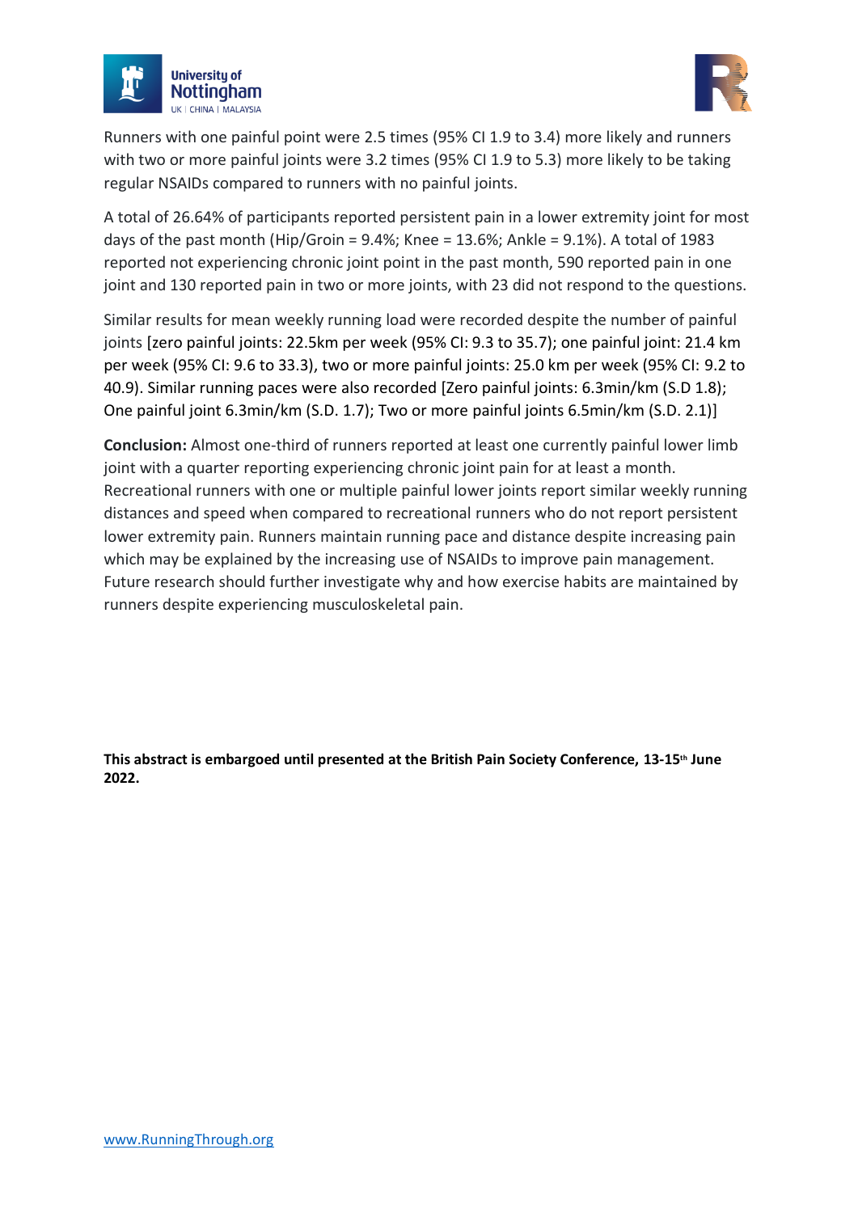Runners with one painful point were 2.5 times (95% CI 1.9 to 3.4) more likely and runners with two or more painful joints were 3.2 times (95% CI 1.9 to 5.3) more likely to be taking regular NSAIDs compared to runners with no painful joints.

A total of 26.64% of participants reported persistent pain in a lower extremity joint for most days of the past month (Hip/Groin = 9.4%; Knee = 13.6%; Ankle = 9.1%). A total of 1983 reported not experiencing chronic joint point in the past month, 590 reported pain in one joint and 130 reported pain in two or more joints, with 23 did not respond to the questions.

Similar results for mean weekly running load were recorded despite the number of painful joints [zero painful joints: 22.5km per week (95% CI: 9.3 to 35.7); one painful joint: 21.4 km per week (95% CI: 9.6 to 33.3), two or more painful joints: 25.0 km per week (95% CI: 9.2 to 40.9). Similar running paces were also recorded [Zero painful joints: 6.3min/km (S.D 1.8); One painful joint 6.3min/km (S.D. 1.7); Two or more painful joints 6.5min/km (S.D. 2.1)]

**Conclusion:** Almost one-third of runners reported at least one currently painful lower limb joint with a quarter reporting experiencing chronic joint pain for at least a month. Recreational runners with one or multiple painful lower joints report similar weekly running distances and speed when compared to recreational runners who do not report persistent lower extremity pain. Runners maintain running pace and distance despite increasing pain which may be explained by the increasing use of NSAIDs to improve pain management. Future research should further investigate why and how exercise habits are maintained by runners despite experiencing musculoskeletal pain.

**This abstract is embargoed until presented at the British Pain Society Conference, 13-15th June 2022.**

www.RunningThrough.org